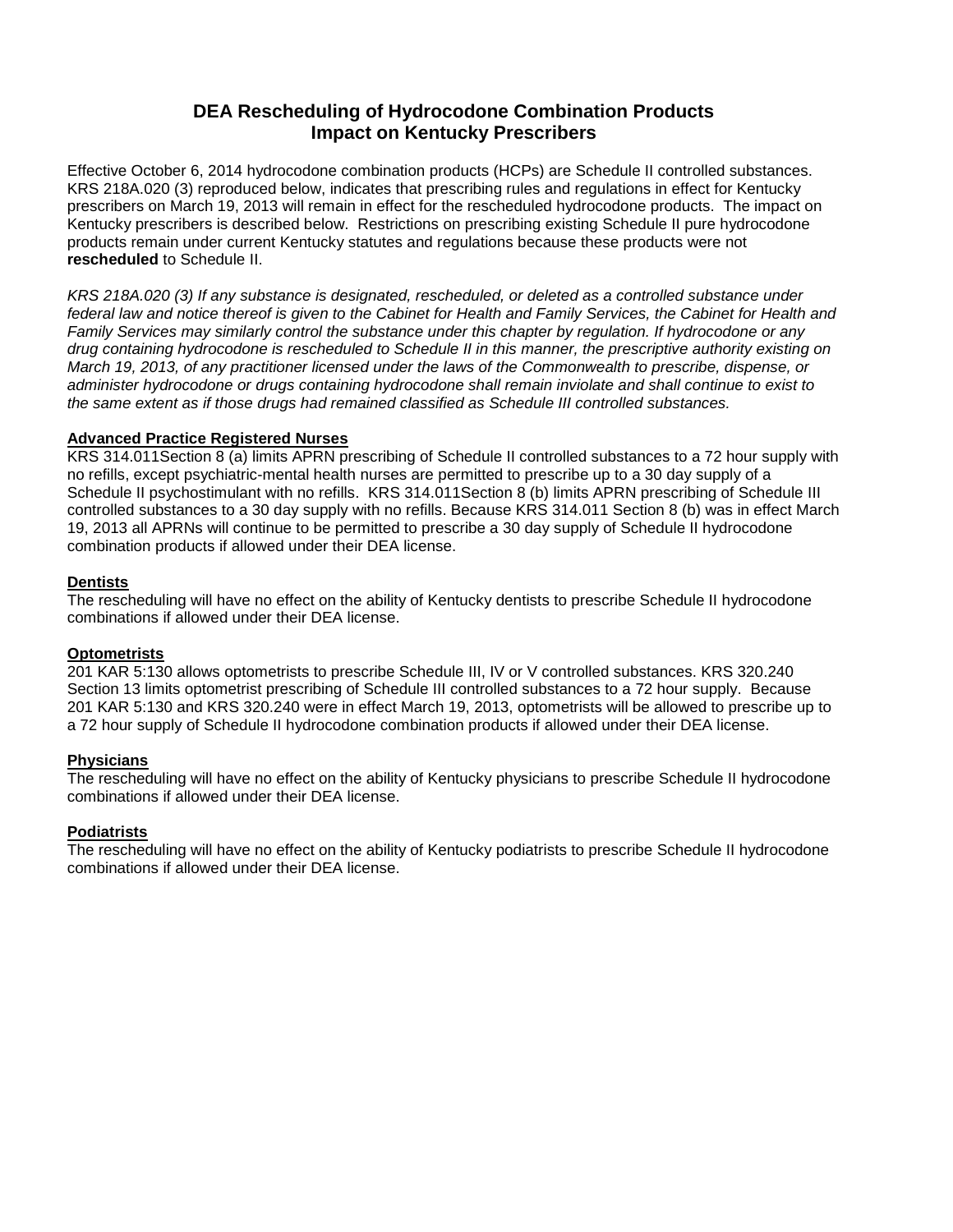# DEA Rescheduling of Hydrocodone Combination Products
# Impact on Kentucky Prescribers

Effective October 6, 2014 hydrocodone combination products (HCPs) are Schedule II controlled substances. KRS 218A.020 (3) reproduced below, indicates that prescribing rules and regulations in effect for Kentucky prescribers on March 19, 2013 will remain in effect for the rescheduled hydrocodone products. The impact on Kentucky prescribers is described below. Restrictions on prescribing existing Schedule II pure hydrocodone products remain under current Kentucky statutes and regulations because these products were not **rescheduled** to Schedule II.

*KRS 218A.020 (3) If any substance is designated, rescheduled, or deleted as a controlled substance under federal law and notice thereof is given to the Cabinet for Health and Family Services, the Cabinet for Health and Family Services may similarly control the substance under this chapter by regulation. If hydrocodone or any drug containing hydrocodone is rescheduled to Schedule II in this manner, the prescriptive authority existing on March 19, 2013, of any practitioner licensed under the laws of the Commonwealth to prescribe, dispense, or administer hydrocodone or drugs containing hydrocodone shall remain inviolate and shall continue to exist to the same extent as if those drugs had remained classified as Schedule III controlled substances.*

**Advanced Practice Registered Nurses**

KRS 314.011Section 8 (a) limits APRN prescribing of Schedule II controlled substances to a 72 hour supply with no refills, except psychiatric-mental health nurses are permitted to prescribe up to a 30 day supply of a Schedule II psychostimulant with no refills. KRS 314.011Section 8 (b) limits APRN prescribing of Schedule III controlled substances to a 30 day supply with no refills. Because KRS 314.011 Section 8 (b) was in effect March 19, 2013 all APRNs will continue to be permitted to prescribe a 30 day supply of Schedule II hydrocodone combination products if allowed under their DEA license.

**Dentists**

The rescheduling will have no effect on the ability of Kentucky dentists to prescribe Schedule II hydrocodone combinations if allowed under their DEA license.

**Optometrists**

201 KAR 5:130 allows optometrists to prescribe Schedule III, IV or V controlled substances. KRS 320.240 Section 13 limits optometrist prescribing of Schedule III controlled substances to a 72 hour supply. Because 201 KAR 5:130 and KRS 320.240 were in effect March 19, 2013, optometrists will be allowed to prescribe up to a 72 hour supply of Schedule II hydrocodone combination products if allowed under their DEA license.

**Physicians**

The rescheduling will have no effect on the ability of Kentucky physicians to prescribe Schedule II hydrocodone combinations if allowed under their DEA license.

**Podiatrists**

The rescheduling will have no effect on the ability of Kentucky podiatrists to prescribe Schedule II hydrocodone combinations if allowed under their DEA license.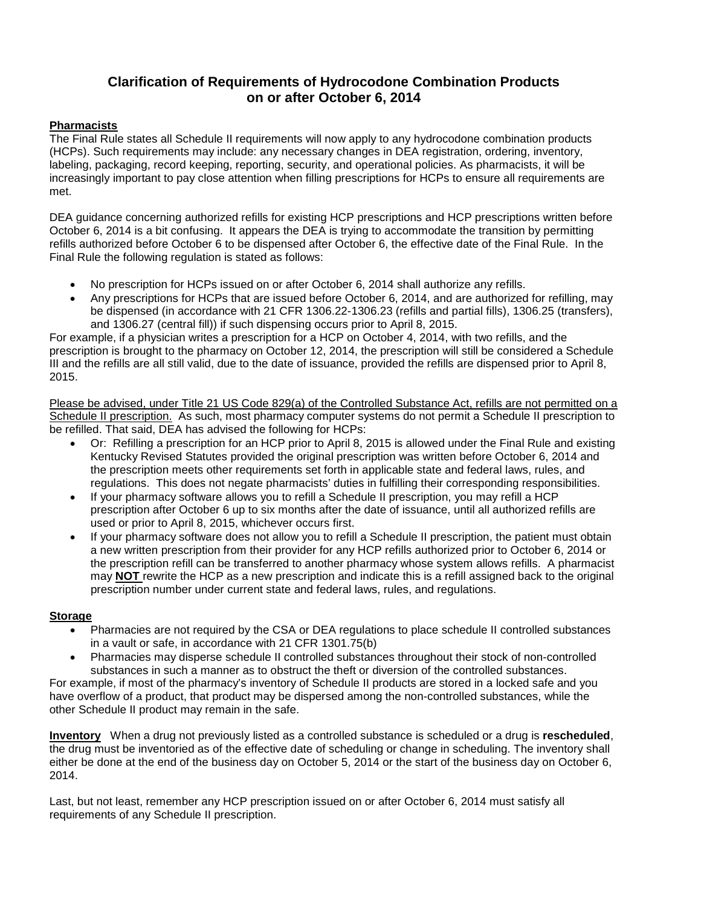# Clarification of Requirements of Hydrocodone Combination Products on or after October 6, 2014

**Pharmacists**

The Final Rule states all Schedule II requirements will now apply to any hydrocodone combination products (HCPs). Such requirements may include: any necessary changes in DEA registration, ordering, inventory, labeling, packaging, record keeping, reporting, security, and operational policies. As pharmacists, it will be increasingly important to pay close attention when filling prescriptions for HCPs to ensure all requirements are met.

DEA guidance concerning authorized refills for existing HCP prescriptions and HCP prescriptions written before October 6, 2014 is a bit confusing. It appears the DEA is trying to accommodate the transition by permitting refills authorized before October 6 to be dispensed after October 6, the effective date of the Final Rule. In the Final Rule the following regulation is stated as follows:

- No prescription for HCPs issued on or after October 6, 2014 shall authorize any refills.
- Any prescriptions for HCPs that are issued before October 6, 2014, and are authorized for refilling, may be dispensed (in accordance with 21 CFR 1306.22-1306.23 (refills and partial fills), 1306.25 (transfers), and 1306.27 (central fill)) if such dispensing occurs prior to April 8, 2015.

For example, if a physician writes a prescription for a HCP on October 4, 2014, with two refills, and the prescription is brought to the pharmacy on October 12, 2014, the prescription will still be considered a Schedule III and the refills are all still valid, due to the date of issuance, provided the refills are dispensed prior to April 8, 2015.

Please be advised, under Title 21 US Code 829(a) of the Controlled Substance Act, refills are not permitted on a Schedule II prescription. As such, most pharmacy computer systems do not permit a Schedule II prescription to be refilled. That said, DEA has advised the following for HCPs:

- Or: Refilling a prescription for an HCP prior to April 8, 2015 is allowed under the Final Rule and existing Kentucky Revised Statutes provided the original prescription was written before October 6, 2014 and the prescription meets other requirements set forth in applicable state and federal laws, rules, and regulations. This does not negate pharmacists' duties in fulfilling their corresponding responsibilities.
- If your pharmacy software allows you to refill a Schedule II prescription, you may refill a HCP prescription after October 6 up to six months after the date of issuance, until all authorized refills are used or prior to April 8, 2015, whichever occurs first.
- If your pharmacy software does not allow you to refill a Schedule II prescription, the patient must obtain a new written prescription from their provider for any HCP refills authorized prior to October 6, 2014 or the prescription refill can be transferred to another pharmacy whose system allows refills. A pharmacist may **NOT** rewrite the HCP as a new prescription and indicate this is a refill assigned back to the original prescription number under current state and federal laws, rules, and regulations.

**Storage**

- Pharmacies are not required by the CSA or DEA regulations to place schedule II controlled substances in a vault or safe, in accordance with 21 CFR 1301.75(b)
- Pharmacies may disperse schedule II controlled substances throughout their stock of non-controlled substances in such a manner as to obstruct the theft or diversion of the controlled substances.

For example, if most of the pharmacy's inventory of Schedule II products are stored in a locked safe and you have overflow of a product, that product may be dispersed among the non-controlled substances, while the other Schedule II product may remain in the safe.

**Inventory** When a drug not previously listed as a controlled substance is scheduled or a drug is **rescheduled**, the drug must be inventoried as of the effective date of scheduling or change in scheduling. The inventory shall either be done at the end of the business day on October 5, 2014 or the start of the business day on October 6, 2014.

Last, but not least, remember any HCP prescription issued on or after October 6, 2014 must satisfy all requirements of any Schedule II prescription.